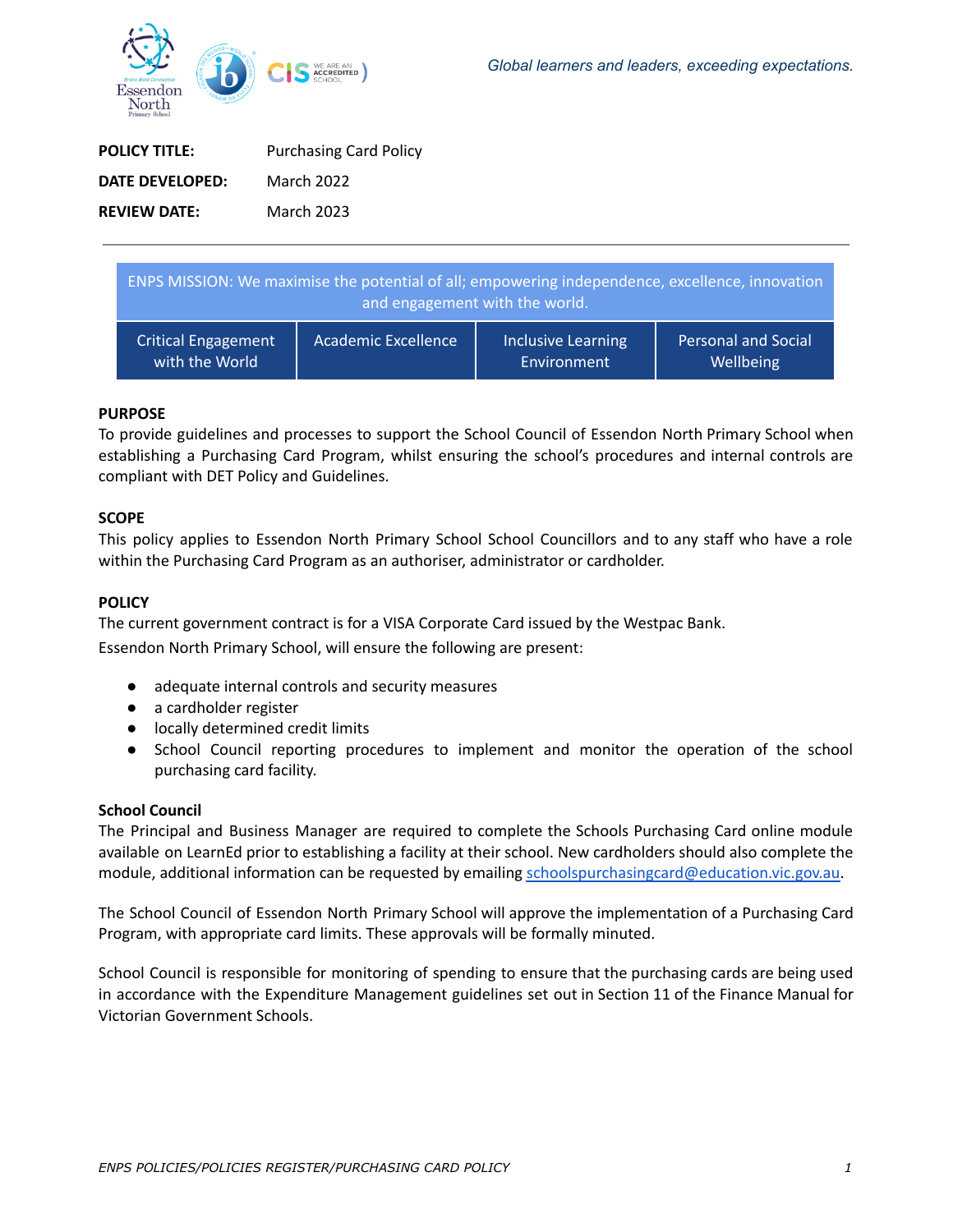Global learners and leaders, exceeding expectations.

| | |
|---|---|
| **POLICY TITLE:** | Purchasing Card Policy |
| **DATE DEVELOPED:** | March 2022 |
| **REVIEW DATE:** | March 2023 |

---

| ENPS MISSION: We maximise the potential of all; empowering independence, excellence, innovation and engagement with the world. | | | |
|---|---|---|---|
| Critical Engagement with the World | Academic Excellence | Inclusive Learning Environment | Personal and Social Wellbeing |

**PURPOSE**

To provide guidelines and processes to support the School Council of Essendon North Primary School when establishing a Purchasing Card Program, whilst ensuring the school's procedures and internal controls are compliant with DET Policy and Guidelines.

**SCOPE**

This policy applies to Essendon North Primary School School Councillors and to any staff who have a role within the Purchasing Card Program as an authoriser, administrator or cardholder.

**POLICY**

The current government contract is for a VISA Corporate Card issued by the Westpac Bank.

Essendon North Primary School, will ensure the following are present:

- adequate internal controls and security measures
- a cardholder register
- locally determined credit limits
- School Council reporting procedures to implement and monitor the operation of the school purchasing card facility.

**School Council**

The Principal and Business Manager are required to complete the Schools Purchasing Card online module available on LearnEd prior to establishing a facility at their school. New cardholders should also complete the module, additional information can be requested by emailing schoolspurchasingcard@education.vic.gov.au.

The School Council of Essendon North Primary School will approve the implementation of a Purchasing Card Program, with appropriate card limits. These approvals will be formally minuted.

School Council is responsible for monitoring of spending to ensure that the purchasing cards are being used in accordance with the Expenditure Management guidelines set out in Section 11 of the Finance Manual for Victorian Government Schools.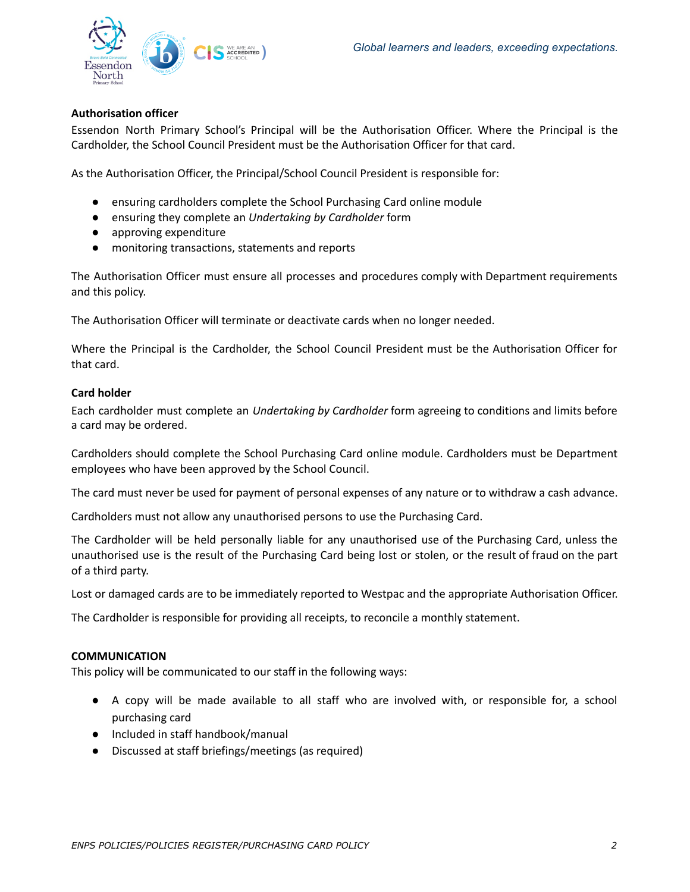**Authorisation officer**

Essendon North Primary School's Principal will be the Authorisation Officer. Where the Principal is the Cardholder, the School Council President must be the Authorisation Officer for that card.

As the Authorisation Officer, the Principal/School Council President is responsible for:

- ensuring cardholders complete the School Purchasing Card online module
- ensuring they complete an *Undertaking by Cardholder* form
- approving expenditure
- monitoring transactions, statements and reports

The Authorisation Officer must ensure all processes and procedures comply with Department requirements and this policy.

The Authorisation Officer will terminate or deactivate cards when no longer needed.

Where the Principal is the Cardholder, the School Council President must be the Authorisation Officer for that card.

**Card holder**

Each cardholder must complete an *Undertaking by Cardholder* form agreeing to conditions and limits before a card may be ordered.

Cardholders should complete the School Purchasing Card online module. Cardholders must be Department employees who have been approved by the School Council.

The card must never be used for payment of personal expenses of any nature or to withdraw a cash advance.

Cardholders must not allow any unauthorised persons to use the Purchasing Card.

The Cardholder will be held personally liable for any unauthorised use of the Purchasing Card, unless the unauthorised use is the result of the Purchasing Card being lost or stolen, or the result of fraud on the part of a third party.

Lost or damaged cards are to be immediately reported to Westpac and the appropriate Authorisation Officer.

The Cardholder is responsible for providing all receipts, to reconcile a monthly statement.

**COMMUNICATION**

This policy will be communicated to our staff in the following ways:

- A copy will be made available to all staff who are involved with, or responsible for, a school purchasing card
- Included in staff handbook/manual
- Discussed at staff briefings/meetings (as required)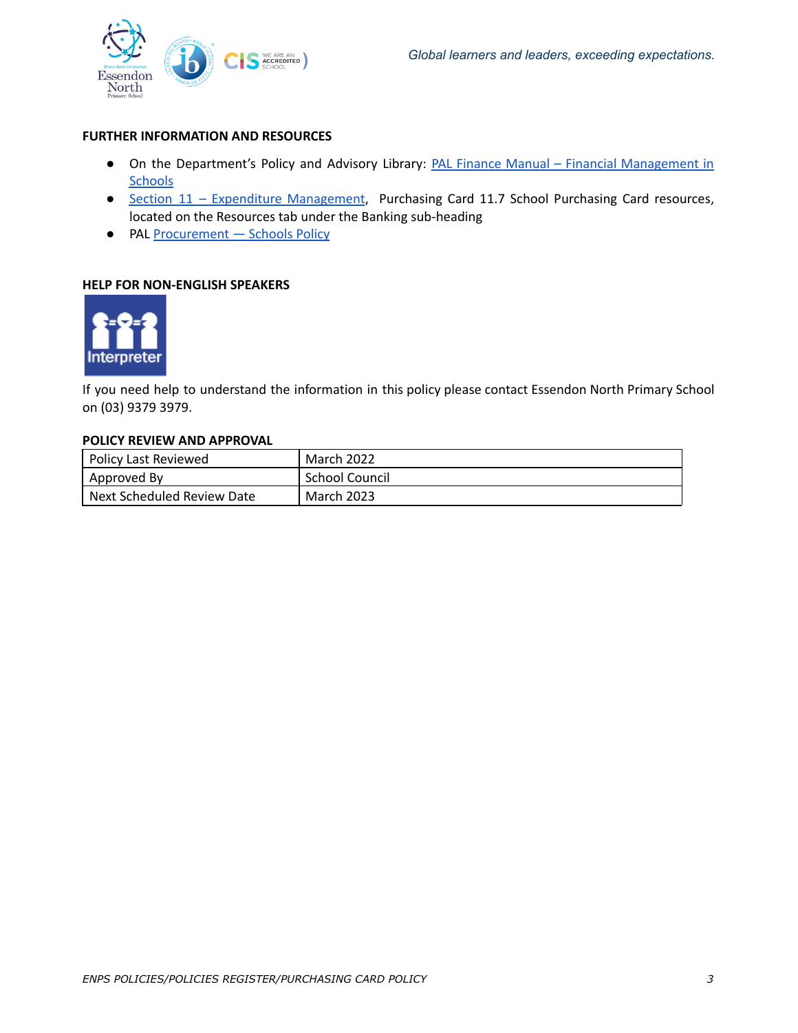## FURTHER INFORMATION AND RESOURCES

- On the Department's Policy and Advisory Library: PAL Finance Manual – Financial Management in Schools
- Section 11 – Expenditure Management, Purchasing Card 11.7 School Purchasing Card resources, located on the Resources tab under the Banking sub-heading
- PAL Procurement — Schools Policy

## HELP FOR NON-ENGLISH SPEAKERS

Interpreter

If you need help to understand the information in this policy please contact Essendon North Primary School on (03) 9379 3979.

## POLICY REVIEW AND APPROVAL

| | |
|---|---|
| Policy Last Reviewed | March 2022 |
| Approved By | School Council |
| Next Scheduled Review Date | March 2023 |